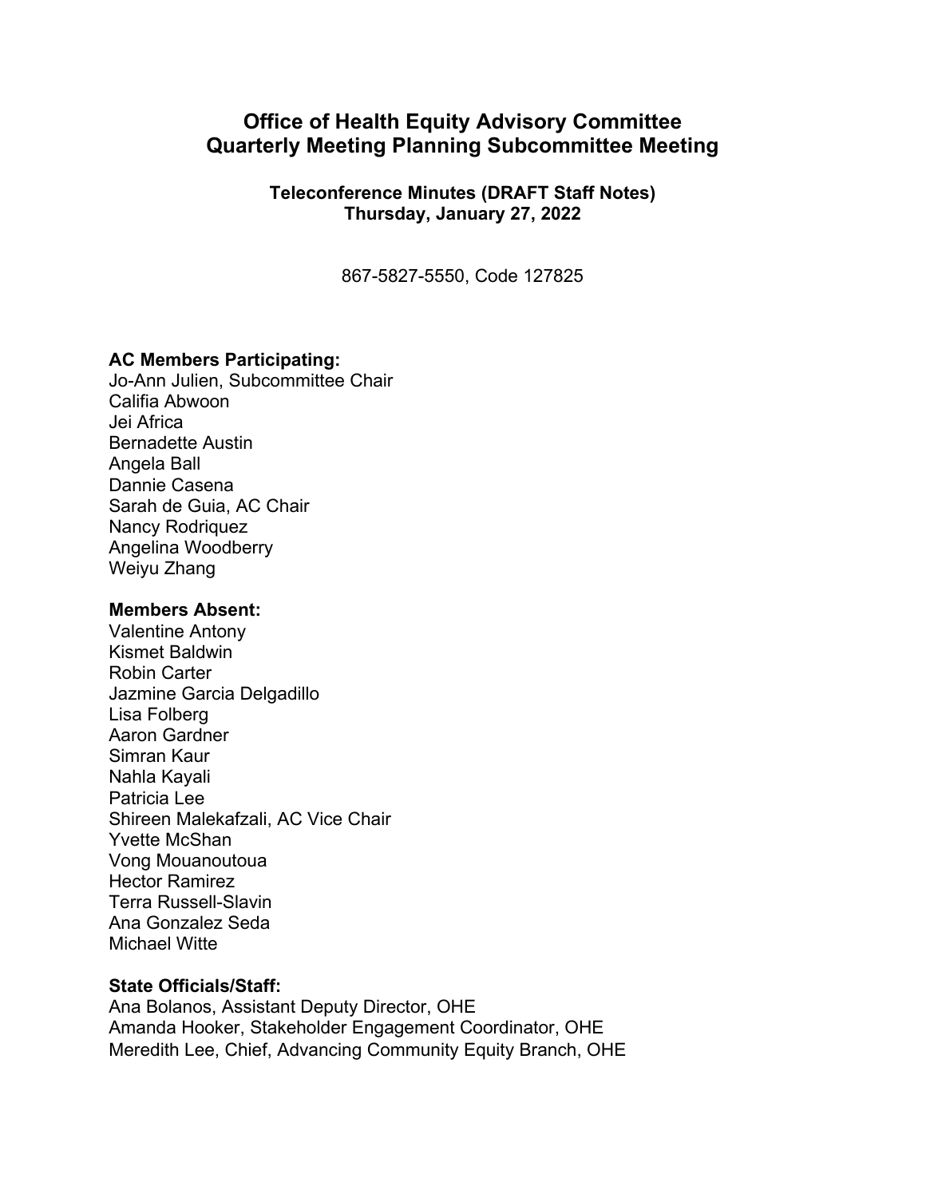# Office of Health Equity Advisory Committee
# Quarterly Meeting Planning Subcommittee Meeting

**Teleconference Minutes (DRAFT Staff Notes)**
**Thursday, January 27, 2022**

867-5827-5550, Code 127825

**AC Members Participating:**
Jo-Ann Julien, Subcommittee Chair
Califia Abwoon
Jei Africa
Bernadette Austin
Angela Ball
Dannie Casena
Sarah de Guia, AC Chair
Nancy Rodriquez
Angelina Woodberry
Weiyu Zhang

**Members Absent:**
Valentine Antony
Kismet Baldwin
Robin Carter
Jazmine Garcia Delgadillo
Lisa Folberg
Aaron Gardner
Simran Kaur
Nahla Kayali
Patricia Lee
Shireen Malekafzali, AC Vice Chair
Yvette McShan
Vong Mouanoutoua
Hector Ramirez
Terra Russell-Slavin
Ana Gonzalez Seda
Michael Witte

**State Officials/Staff:**
Ana Bolanos, Assistant Deputy Director, OHE
Amanda Hooker, Stakeholder Engagement Coordinator, OHE
Meredith Lee, Chief, Advancing Community Equity Branch, OHE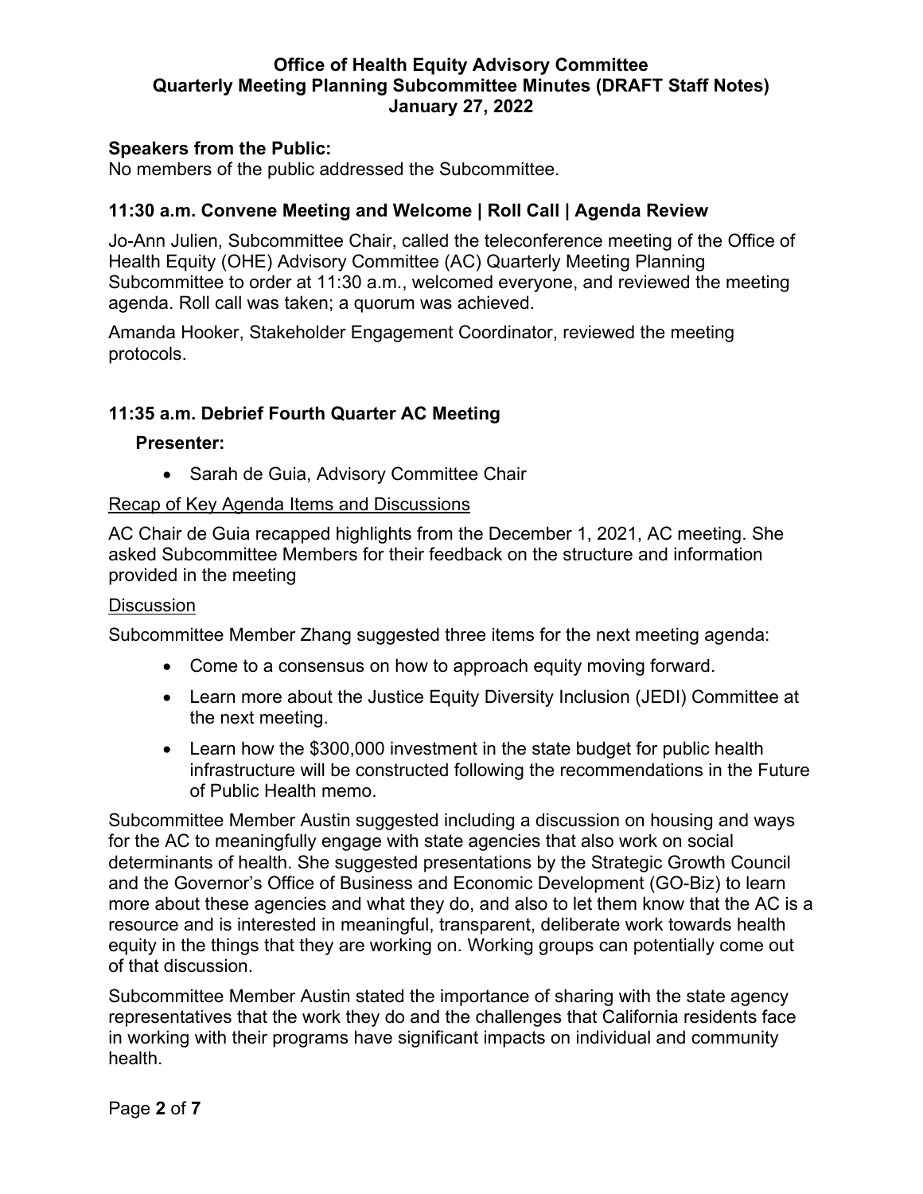# Office of Health Equity Advisory Committee
## Quarterly Meeting Planning Subcommittee Minutes (DRAFT Staff Notes)
## January 27, 2022

### Speakers from the Public:

No members of the public addressed the Subcommittee.

### 11:30 a.m. Convene Meeting and Welcome | Roll Call | Agenda Review

Jo-Ann Julien, Subcommittee Chair, called the teleconference meeting of the Office of Health Equity (OHE) Advisory Committee (AC) Quarterly Meeting Planning Subcommittee to order at 11:30 a.m., welcomed everyone, and reviewed the meeting agenda. Roll call was taken; a quorum was achieved.

Amanda Hooker, Stakeholder Engagement Coordinator, reviewed the meeting protocols.

### 11:35 a.m. Debrief Fourth Quarter AC Meeting

**Presenter:**

- Sarah de Guia, Advisory Committee Chair

Recap of Key Agenda Items and Discussions

AC Chair de Guia recapped highlights from the December 1, 2021, AC meeting. She asked Subcommittee Members for their feedback on the structure and information provided in the meeting

Discussion

Subcommittee Member Zhang suggested three items for the next meeting agenda:

- Come to a consensus on how to approach equity moving forward.
- Learn more about the Justice Equity Diversity Inclusion (JEDI) Committee at the next meeting.
- Learn how the $300,000 investment in the state budget for public health infrastructure will be constructed following the recommendations in the Future of Public Health memo.

Subcommittee Member Austin suggested including a discussion on housing and ways for the AC to meaningfully engage with state agencies that also work on social determinants of health. She suggested presentations by the Strategic Growth Council and the Governor's Office of Business and Economic Development (GO-Biz) to learn more about these agencies and what they do, and also to let them know that the AC is a resource and is interested in meaningful, transparent, deliberate work towards health equity in the things that they are working on. Working groups can potentially come out of that discussion.

Subcommittee Member Austin stated the importance of sharing with the state agency representatives that the work they do and the challenges that California residents face in working with their programs have significant impacts on individual and community health.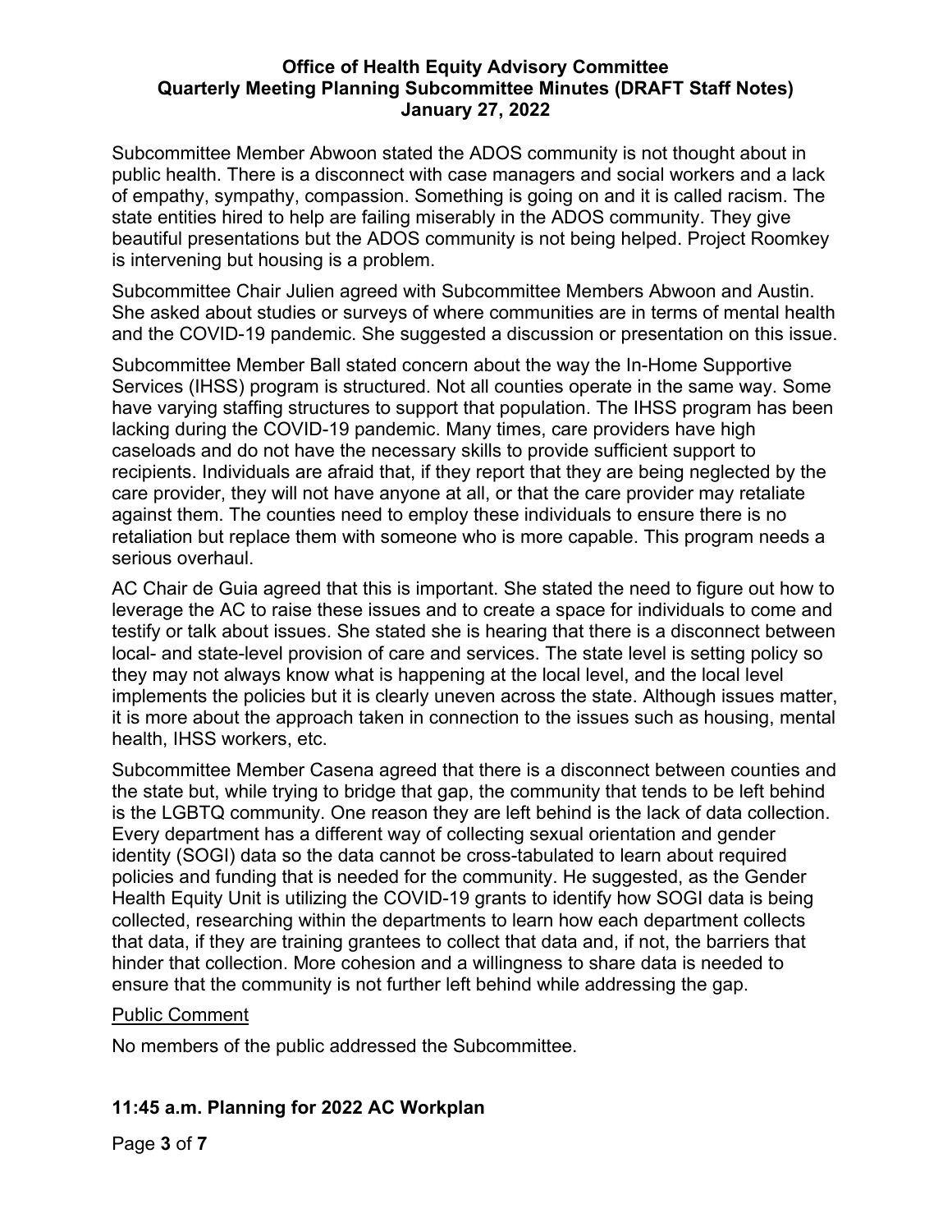Subcommittee Member Abwoon stated the ADOS community is not thought about in public health. There is a disconnect with case managers and social workers and a lack of empathy, sympathy, compassion. Something is going on and it is called racism. The state entities hired to help are failing miserably in the ADOS community. They give beautiful presentations but the ADOS community is not being helped. Project Roomkey is intervening but housing is a problem.

Subcommittee Chair Julien agreed with Subcommittee Members Abwoon and Austin. She asked about studies or surveys of where communities are in terms of mental health and the COVID-19 pandemic. She suggested a discussion or presentation on this issue.

Subcommittee Member Ball stated concern about the way the In-Home Supportive Services (IHSS) program is structured. Not all counties operate in the same way. Some have varying staffing structures to support that population. The IHSS program has been lacking during the COVID-19 pandemic. Many times, care providers have high caseloads and do not have the necessary skills to provide sufficient support to recipients. Individuals are afraid that, if they report that they are being neglected by the care provider, they will not have anyone at all, or that the care provider may retaliate against them. The counties need to employ these individuals to ensure there is no retaliation but replace them with someone who is more capable. This program needs a serious overhaul.

AC Chair de Guia agreed that this is important. She stated the need to figure out how to leverage the AC to raise these issues and to create a space for individuals to come and testify or talk about issues. She stated she is hearing that there is a disconnect between local- and state-level provision of care and services. The state level is setting policy so they may not always know what is happening at the local level, and the local level implements the policies but it is clearly uneven across the state. Although issues matter, it is more about the approach taken in connection to the issues such as housing, mental health, IHSS workers, etc.

Subcommittee Member Casena agreed that there is a disconnect between counties and the state but, while trying to bridge that gap, the community that tends to be left behind is the LGBTQ community. One reason they are left behind is the lack of data collection. Every department has a different way of collecting sexual orientation and gender identity (SOGI) data so the data cannot be cross-tabulated to learn about required policies and funding that is needed for the community. He suggested, as the Gender Health Equity Unit is utilizing the COVID-19 grants to identify how SOGI data is being collected, researching within the departments to learn how each department collects that data, if they are training grantees to collect that data and, if not, the barriers that hinder that collection. More cohesion and a willingness to share data is needed to ensure that the community is not further left behind while addressing the gap.

Public Comment

No members of the public addressed the Subcommittee.

### 11:45 a.m. Planning for 2022 AC Workplan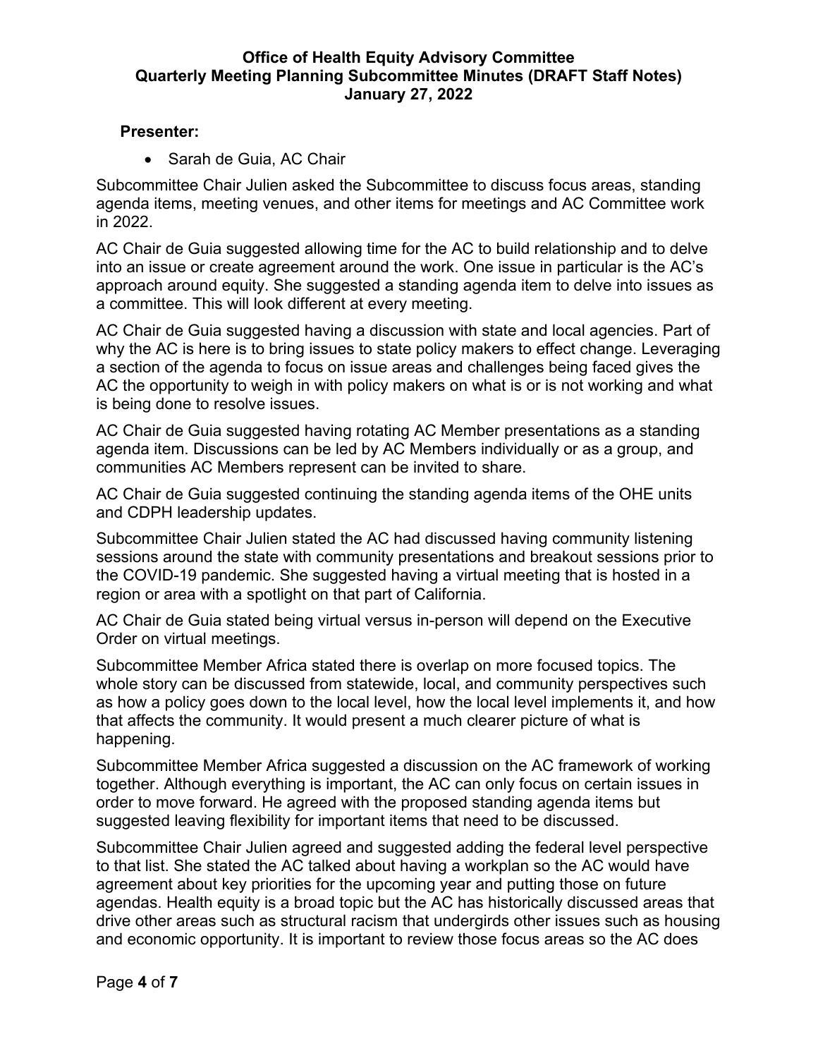**Presenter:**

- Sarah de Guia, AC Chair

Subcommittee Chair Julien asked the Subcommittee to discuss focus areas, standing agenda items, meeting venues, and other items for meetings and AC Committee work in 2022.

AC Chair de Guia suggested allowing time for the AC to build relationship and to delve into an issue or create agreement around the work. One issue in particular is the AC's approach around equity. She suggested a standing agenda item to delve into issues as a committee. This will look different at every meeting.

AC Chair de Guia suggested having a discussion with state and local agencies. Part of why the AC is here is to bring issues to state policy makers to effect change. Leveraging a section of the agenda to focus on issue areas and challenges being faced gives the AC the opportunity to weigh in with policy makers on what is or is not working and what is being done to resolve issues.

AC Chair de Guia suggested having rotating AC Member presentations as a standing agenda item. Discussions can be led by AC Members individually or as a group, and communities AC Members represent can be invited to share.

AC Chair de Guia suggested continuing the standing agenda items of the OHE units and CDPH leadership updates.

Subcommittee Chair Julien stated the AC had discussed having community listening sessions around the state with community presentations and breakout sessions prior to the COVID-19 pandemic. She suggested having a virtual meeting that is hosted in a region or area with a spotlight on that part of California.

AC Chair de Guia stated being virtual versus in-person will depend on the Executive Order on virtual meetings.

Subcommittee Member Africa stated there is overlap on more focused topics. The whole story can be discussed from statewide, local, and community perspectives such as how a policy goes down to the local level, how the local level implements it, and how that affects the community. It would present a much clearer picture of what is happening.

Subcommittee Member Africa suggested a discussion on the AC framework of working together. Although everything is important, the AC can only focus on certain issues in order to move forward. He agreed with the proposed standing agenda items but suggested leaving flexibility for important items that need to be discussed.

Subcommittee Chair Julien agreed and suggested adding the federal level perspective to that list. She stated the AC talked about having a workplan so the AC would have agreement about key priorities for the upcoming year and putting those on future agendas. Health equity is a broad topic but the AC has historically discussed areas that drive other areas such as structural racism that undergirds other issues such as housing and economic opportunity. It is important to review those focus areas so the AC does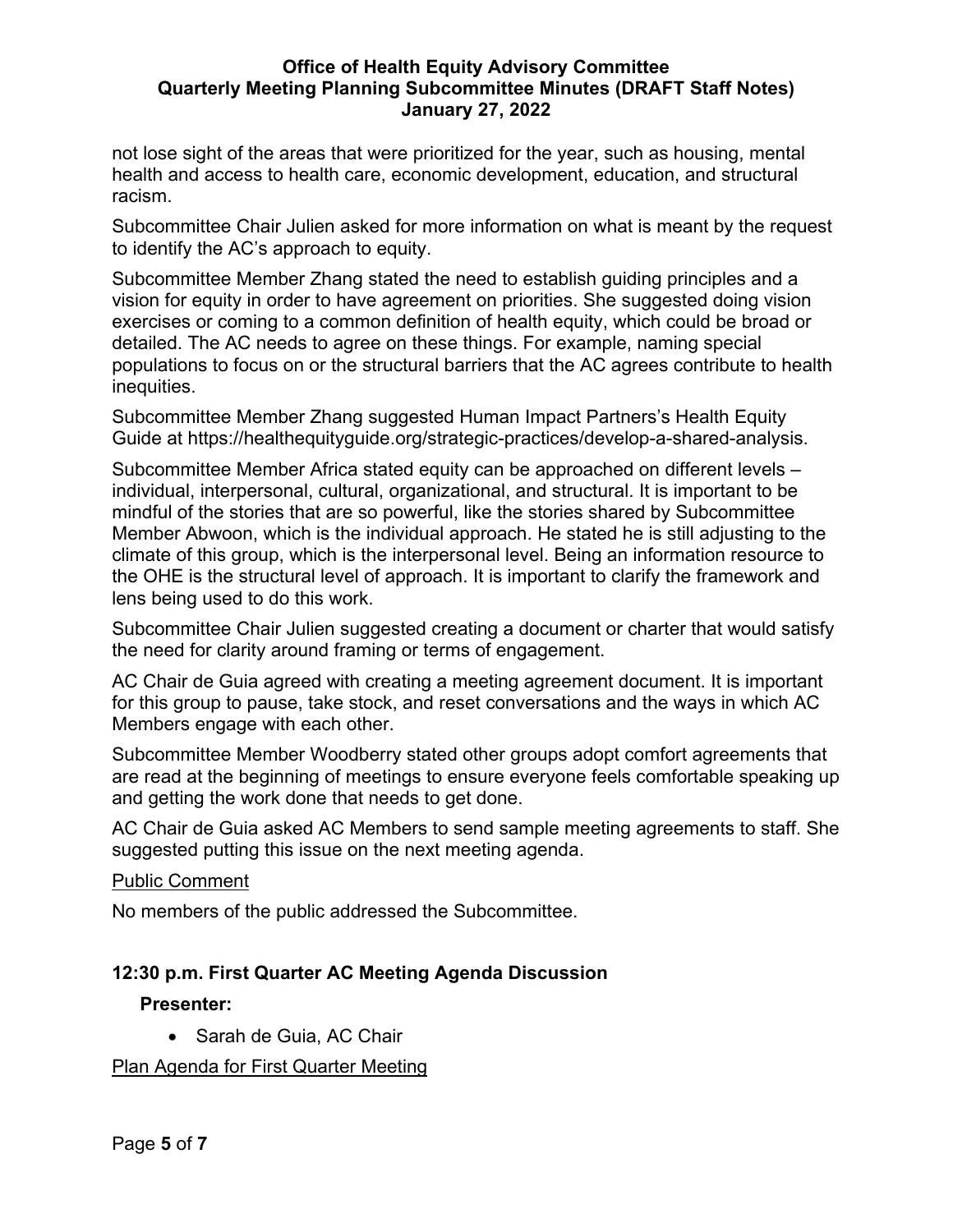not lose sight of the areas that were prioritized for the year, such as housing, mental health and access to health care, economic development, education, and structural racism.

Subcommittee Chair Julien asked for more information on what is meant by the request to identify the AC's approach to equity.

Subcommittee Member Zhang stated the need to establish guiding principles and a vision for equity in order to have agreement on priorities. She suggested doing vision exercises or coming to a common definition of health equity, which could be broad or detailed. The AC needs to agree on these things. For example, naming special populations to focus on or the structural barriers that the AC agrees contribute to health inequities.

Subcommittee Member Zhang suggested Human Impact Partners's Health Equity Guide at https://healthequityguide.org/strategic-practices/develop-a-shared-analysis.

Subcommittee Member Africa stated equity can be approached on different levels – individual, interpersonal, cultural, organizational, and structural. It is important to be mindful of the stories that are so powerful, like the stories shared by Subcommittee Member Abwoon, which is the individual approach. He stated he is still adjusting to the climate of this group, which is the interpersonal level. Being an information resource to the OHE is the structural level of approach. It is important to clarify the framework and lens being used to do this work.

Subcommittee Chair Julien suggested creating a document or charter that would satisfy the need for clarity around framing or terms of engagement.

AC Chair de Guia agreed with creating a meeting agreement document. It is important for this group to pause, take stock, and reset conversations and the ways in which AC Members engage with each other.

Subcommittee Member Woodberry stated other groups adopt comfort agreements that are read at the beginning of meetings to ensure everyone feels comfortable speaking up and getting the work done that needs to get done.

AC Chair de Guia asked AC Members to send sample meeting agreements to staff. She suggested putting this issue on the next meeting agenda.

Public Comment

No members of the public addressed the Subcommittee.

### 12:30 p.m. First Quarter AC Meeting Agenda Discussion

**Presenter:**

- Sarah de Guia, AC Chair

Plan Agenda for First Quarter Meeting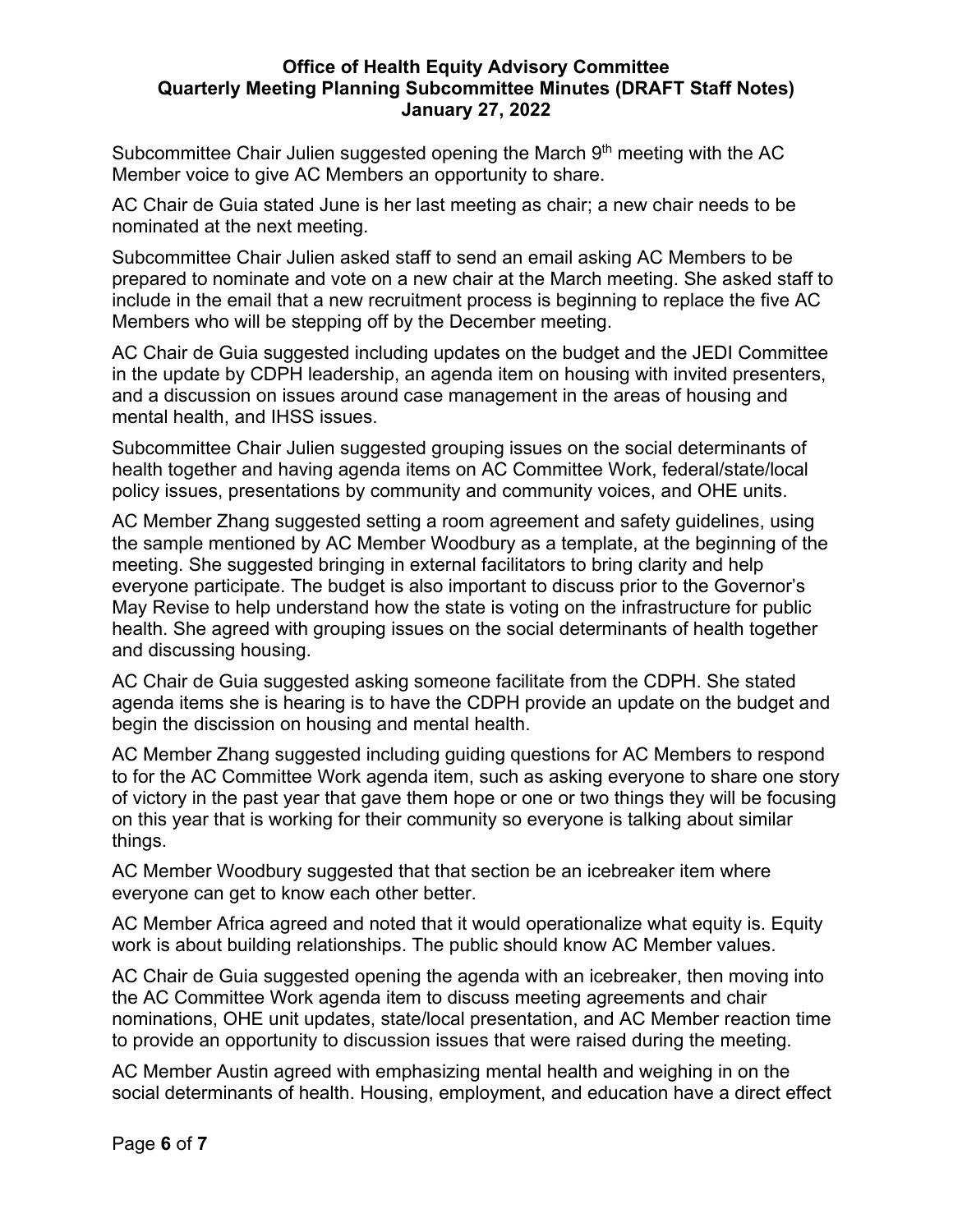Subcommittee Chair Julien suggested opening the March 9th meeting with the AC Member voice to give AC Members an opportunity to share.

AC Chair de Guia stated June is her last meeting as chair; a new chair needs to be nominated at the next meeting.

Subcommittee Chair Julien asked staff to send an email asking AC Members to be prepared to nominate and vote on a new chair at the March meeting. She asked staff to include in the email that a new recruitment process is beginning to replace the five AC Members who will be stepping off by the December meeting.

AC Chair de Guia suggested including updates on the budget and the JEDI Committee in the update by CDPH leadership, an agenda item on housing with invited presenters, and a discussion on issues around case management in the areas of housing and mental health, and IHSS issues.

Subcommittee Chair Julien suggested grouping issues on the social determinants of health together and having agenda items on AC Committee Work, federal/state/local policy issues, presentations by community and community voices, and OHE units.

AC Member Zhang suggested setting a room agreement and safety guidelines, using the sample mentioned by AC Member Woodbury as a template, at the beginning of the meeting. She suggested bringing in external facilitators to bring clarity and help everyone participate. The budget is also important to discuss prior to the Governor's May Revise to help understand how the state is voting on the infrastructure for public health. She agreed with grouping issues on the social determinants of health together and discussing housing.

AC Chair de Guia suggested asking someone facilitate from the CDPH. She stated agenda items she is hearing is to have the CDPH provide an update on the budget and begin the discission on housing and mental health.

AC Member Zhang suggested including guiding questions for AC Members to respond to for the AC Committee Work agenda item, such as asking everyone to share one story of victory in the past year that gave them hope or one or two things they will be focusing on this year that is working for their community so everyone is talking about similar things.

AC Member Woodbury suggested that that section be an icebreaker item where everyone can get to know each other better.

AC Member Africa agreed and noted that it would operationalize what equity is. Equity work is about building relationships. The public should know AC Member values.

AC Chair de Guia suggested opening the agenda with an icebreaker, then moving into the AC Committee Work agenda item to discuss meeting agreements and chair nominations, OHE unit updates, state/local presentation, and AC Member reaction time to provide an opportunity to discussion issues that were raised during the meeting.

AC Member Austin agreed with emphasizing mental health and weighing in on the social determinants of health. Housing, employment, and education have a direct effect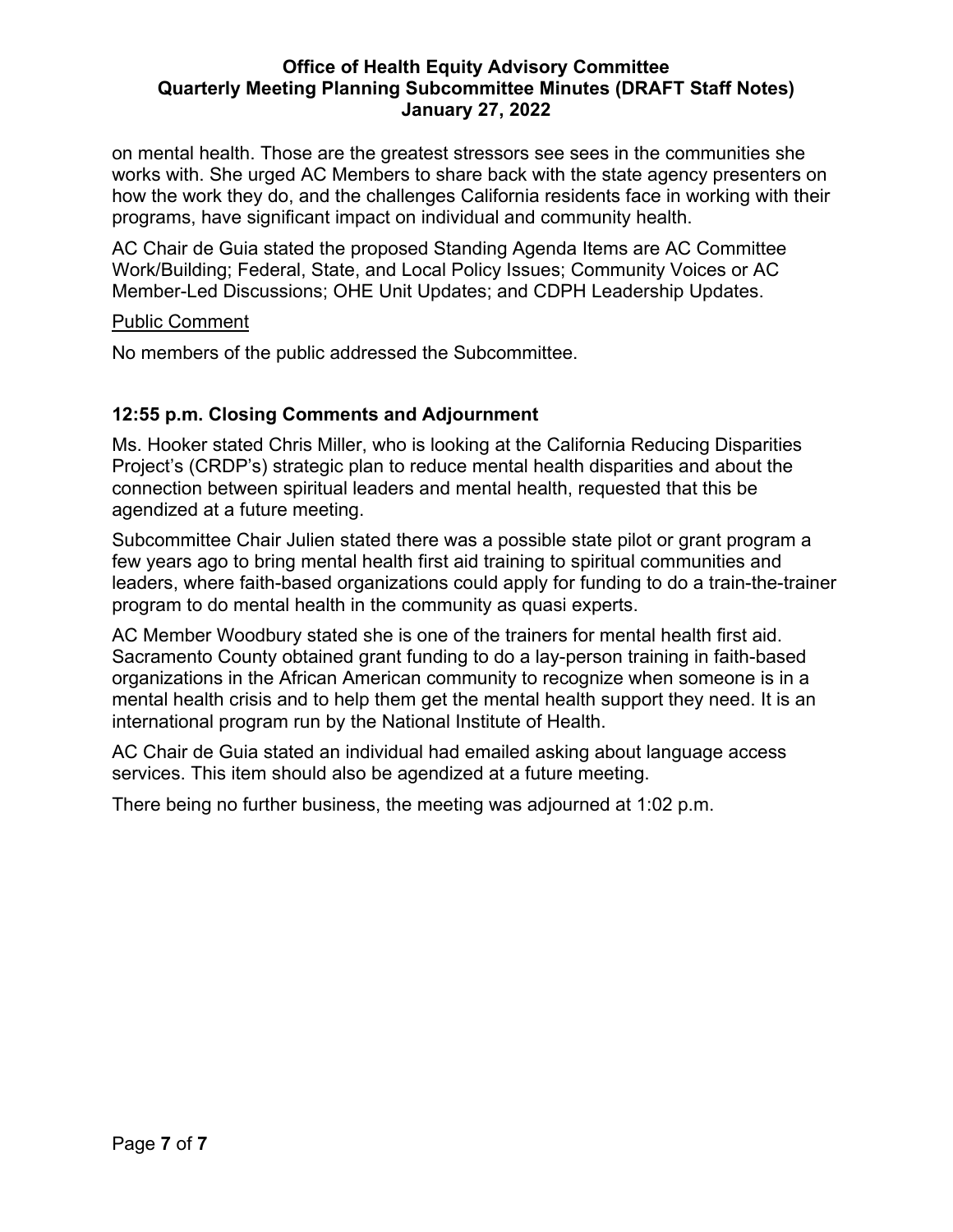on mental health. Those are the greatest stressors see sees in the communities she works with. She urged AC Members to share back with the state agency presenters on how the work they do, and the challenges California residents face in working with their programs, have significant impact on individual and community health.

AC Chair de Guia stated the proposed Standing Agenda Items are AC Committee Work/Building; Federal, State, and Local Policy Issues; Community Voices or AC Member-Led Discussions; OHE Unit Updates; and CDPH Leadership Updates.

Public Comment

No members of the public addressed the Subcommittee.

### 12:55 p.m. Closing Comments and Adjournment

Ms. Hooker stated Chris Miller, who is looking at the California Reducing Disparities Project's (CRDP's) strategic plan to reduce mental health disparities and about the connection between spiritual leaders and mental health, requested that this be agendized at a future meeting.

Subcommittee Chair Julien stated there was a possible state pilot or grant program a few years ago to bring mental health first aid training to spiritual communities and leaders, where faith-based organizations could apply for funding to do a train-the-trainer program to do mental health in the community as quasi experts.

AC Member Woodbury stated she is one of the trainers for mental health first aid. Sacramento County obtained grant funding to do a lay-person training in faith-based organizations in the African American community to recognize when someone is in a mental health crisis and to help them get the mental health support they need. It is an international program run by the National Institute of Health.

AC Chair de Guia stated an individual had emailed asking about language access services. This item should also be agendized at a future meeting.

There being no further business, the meeting was adjourned at 1:02 p.m.